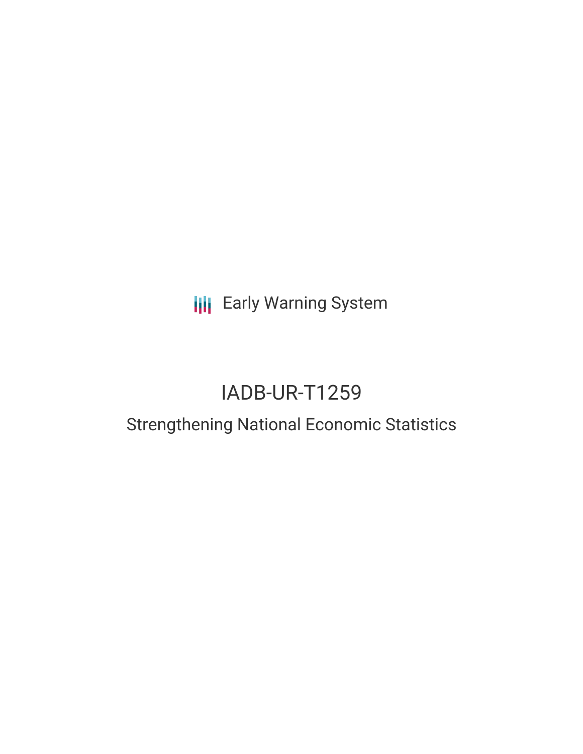Early Warning System

# IADB-UR-T1259

## Strengthening National Economic Statistics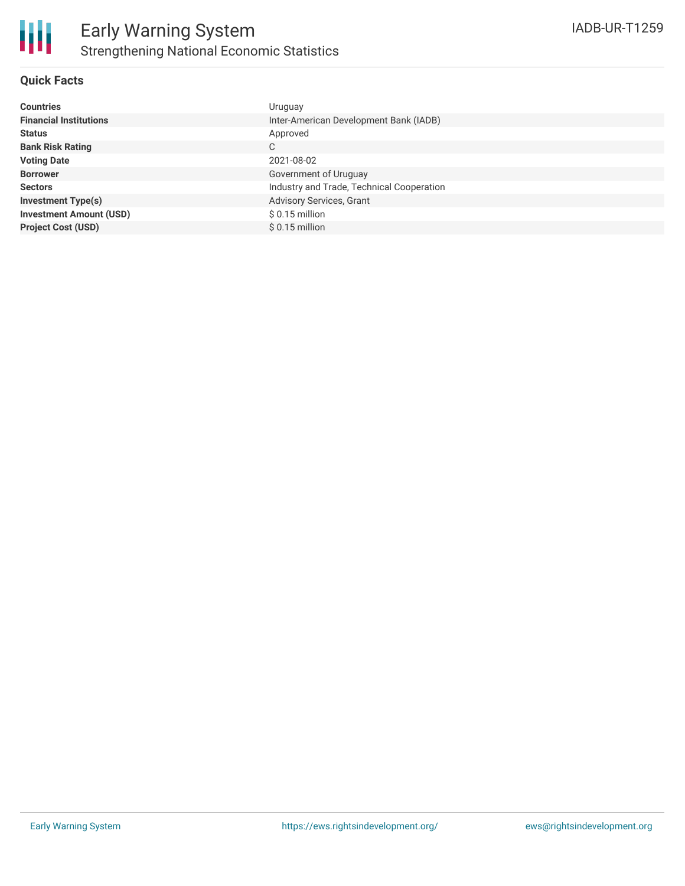# Early Warning System

## Strengthening National Economic Statistics

IADB-UR-T1259

### Quick Facts

| | |
|---|---|
| **Countries** | Uruguay |
| **Financial Institutions** | Inter-American Development Bank (IADB) |
| **Status** | Approved |
| **Bank Risk Rating** | C |
| **Voting Date** | 2021-08-02 |
| **Borrower** | Government of Uruguay |
| **Sectors** | Industry and Trade, Technical Cooperation |
| **Investment Type(s)** | Advisory Services, Grant |
| **Investment Amount (USD)** | $ 0.15 million |
| **Project Cost (USD)** | $ 0.15 million |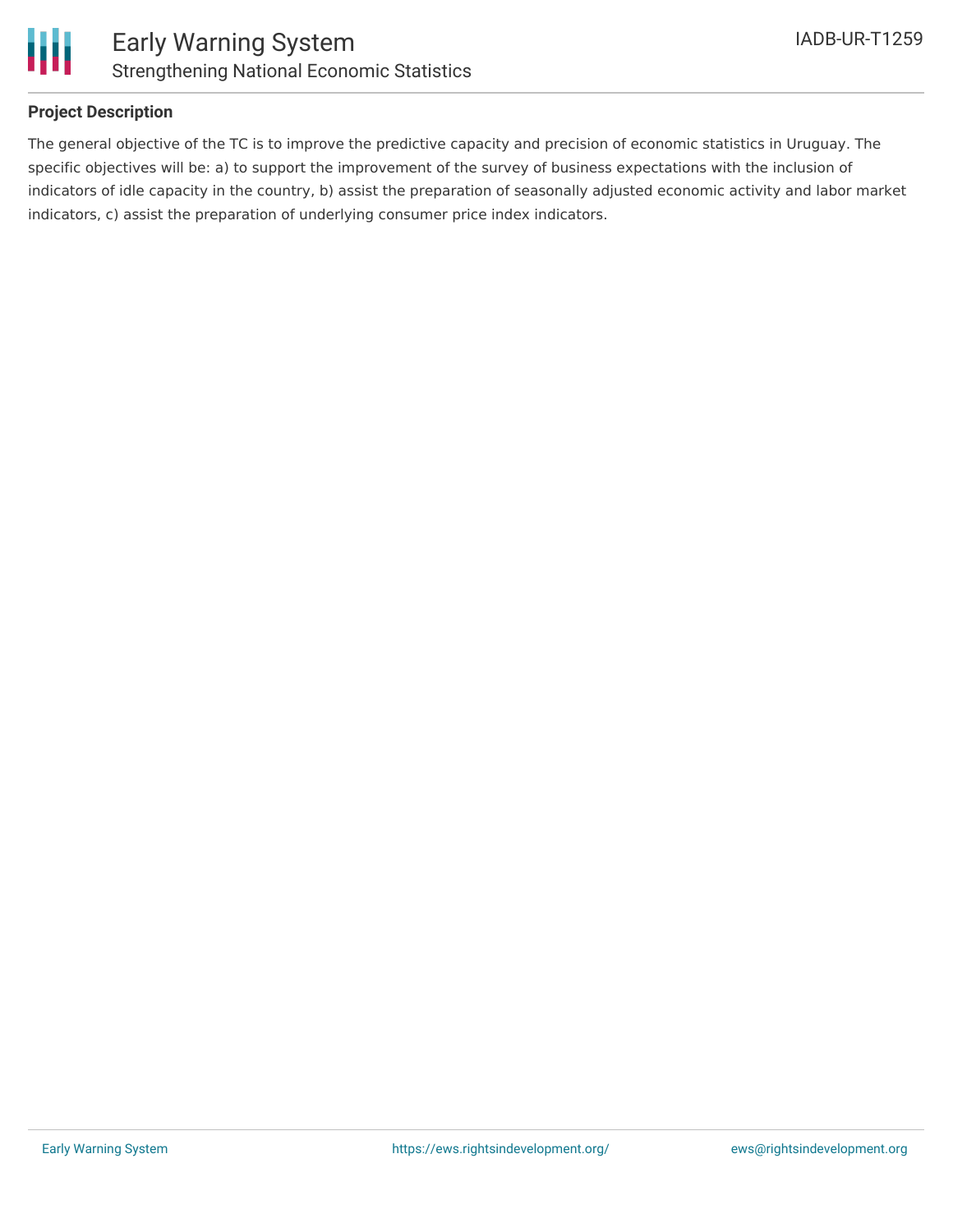### Project Description

The general objective of the TC is to improve the predictive capacity and precision of economic statistics in Uruguay. The specific objectives will be: a) to support the improvement of the survey of business expectations with the inclusion of indicators of idle capacity in the country, b) assist the preparation of seasonally adjusted economic activity and labor market indicators, c) assist the preparation of underlying consumer price index indicators.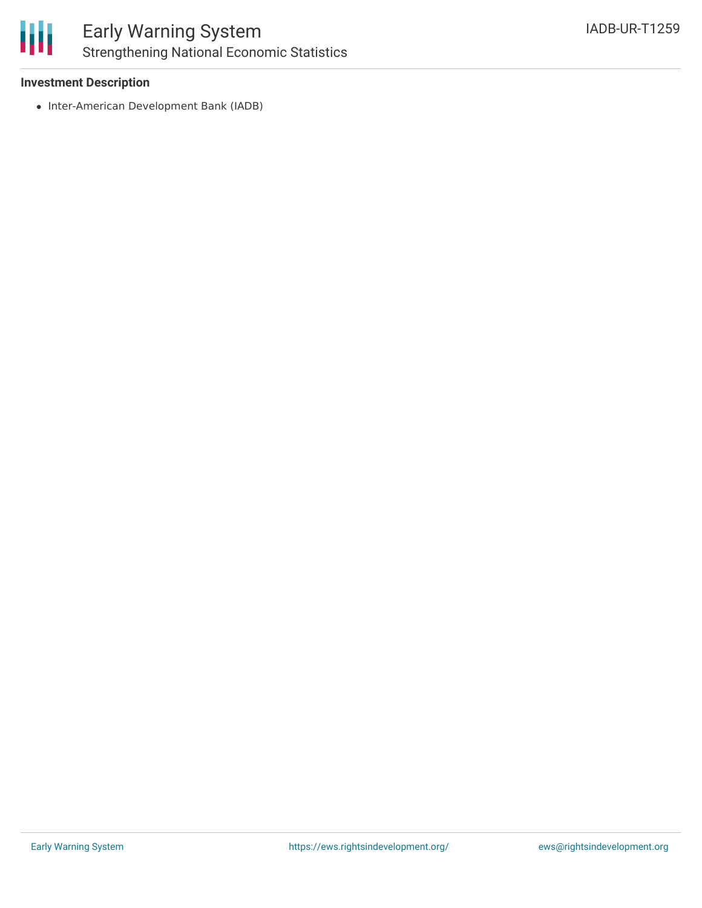**Investment Description**

- Inter-American Development Bank (IADB)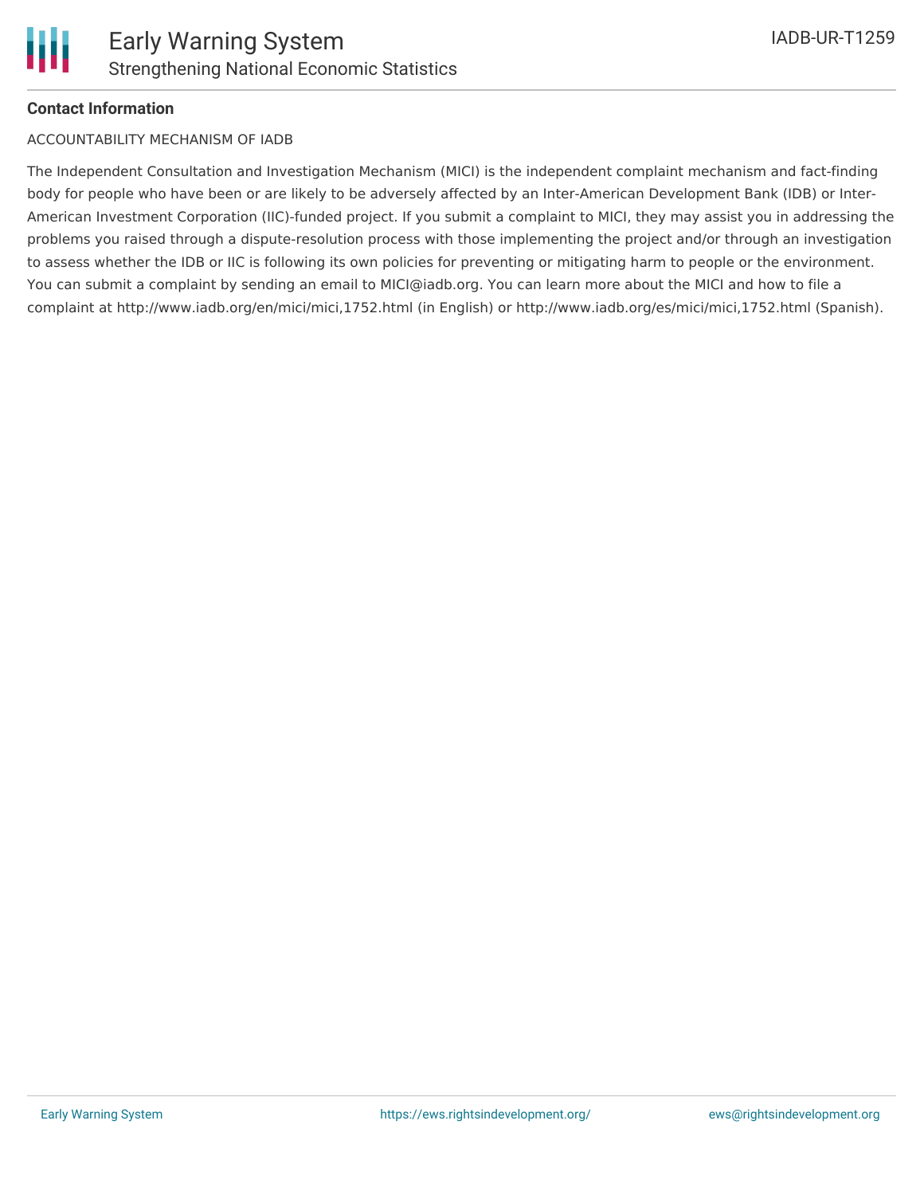**Contact Information**

ACCOUNTABILITY MECHANISM OF IADB

The Independent Consultation and Investigation Mechanism (MICI) is the independent complaint mechanism and fact-finding body for people who have been or are likely to be adversely affected by an Inter-American Development Bank (IDB) or Inter-American Investment Corporation (IIC)-funded project. If you submit a complaint to MICI, they may assist you in addressing the problems you raised through a dispute-resolution process with those implementing the project and/or through an investigation to assess whether the IDB or IIC is following its own policies for preventing or mitigating harm to people or the environment. You can submit a complaint by sending an email to MICI@iadb.org. You can learn more about the MICI and how to file a complaint at http://www.iadb.org/en/mici/mici,1752.html (in English) or http://www.iadb.org/es/mici/mici,1752.html (Spanish).